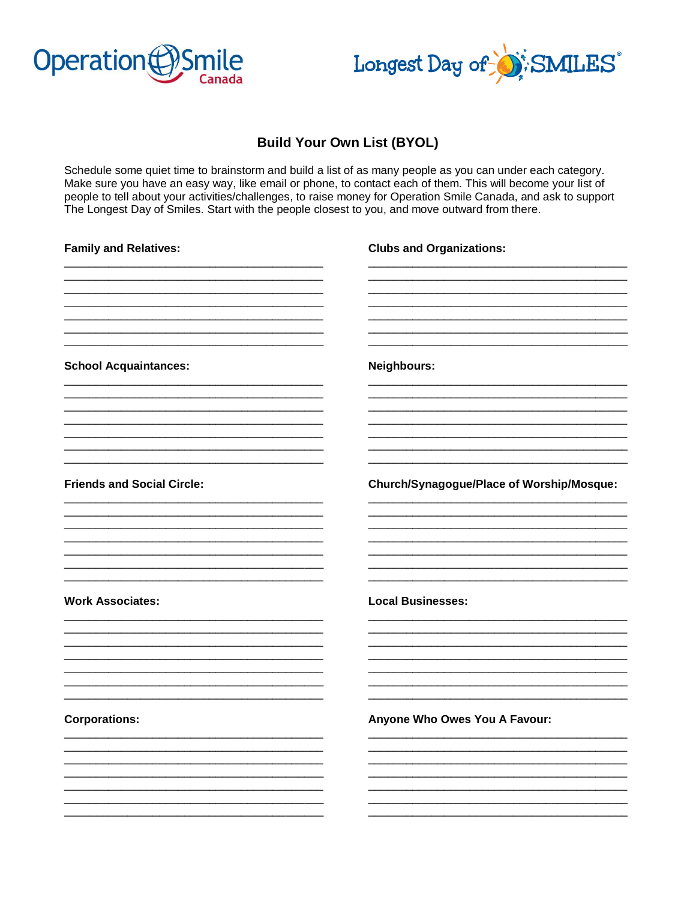Operation Smile Canada

Longest Day of SMILES®

## Build Your Own List (BYOL)

Schedule some quiet time to brainstorm and build a list of as many people as you can under each category. Make sure you have an easy way, like email or phone, to contact each of them. This will become your list of people to tell about your activities/challenges, to raise money for Operation Smile Canada, and ask to support The Longest Day of Smiles. Start with the people closest to you, and move outward from there.

**Family and Relatives:**

\_\_\_\_\_\_\_\_\_\_\_\_\_\_\_\_\_\_\_\_\_\_\_\_\_\_\_\_\_\_\_\_\_\_\_\_\_\_\_\_
\_\_\_\_\_\_\_\_\_\_\_\_\_\_\_\_\_\_\_\_\_\_\_\_\_\_\_\_\_\_\_\_\_\_\_\_\_\_\_\_
\_\_\_\_\_\_\_\_\_\_\_\_\_\_\_\_\_\_\_\_\_\_\_\_\_\_\_\_\_\_\_\_\_\_\_\_\_\_\_\_
\_\_\_\_\_\_\_\_\_\_\_\_\_\_\_\_\_\_\_\_\_\_\_\_\_\_\_\_\_\_\_\_\_\_\_\_\_\_\_\_
\_\_\_\_\_\_\_\_\_\_\_\_\_\_\_\_\_\_\_\_\_\_\_\_\_\_\_\_\_\_\_\_\_\_\_\_\_\_\_\_
\_\_\_\_\_\_\_\_\_\_\_\_\_\_\_\_\_\_\_\_\_\_\_\_\_\_\_\_\_\_\_\_\_\_\_\_\_\_\_\_
\_\_\_\_\_\_\_\_\_\_\_\_\_\_\_\_\_\_\_\_\_\_\_\_\_\_\_\_\_\_\_\_\_\_\_\_\_\_\_\_

**School Acquaintances:**

\_\_\_\_\_\_\_\_\_\_\_\_\_\_\_\_\_\_\_\_\_\_\_\_\_\_\_\_\_\_\_\_\_\_\_\_\_\_\_\_
\_\_\_\_\_\_\_\_\_\_\_\_\_\_\_\_\_\_\_\_\_\_\_\_\_\_\_\_\_\_\_\_\_\_\_\_\_\_\_\_
\_\_\_\_\_\_\_\_\_\_\_\_\_\_\_\_\_\_\_\_\_\_\_\_\_\_\_\_\_\_\_\_\_\_\_\_\_\_\_\_
\_\_\_\_\_\_\_\_\_\_\_\_\_\_\_\_\_\_\_\_\_\_\_\_\_\_\_\_\_\_\_\_\_\_\_\_\_\_\_\_
\_\_\_\_\_\_\_\_\_\_\_\_\_\_\_\_\_\_\_\_\_\_\_\_\_\_\_\_\_\_\_\_\_\_\_\_\_\_\_\_
\_\_\_\_\_\_\_\_\_\_\_\_\_\_\_\_\_\_\_\_\_\_\_\_\_\_\_\_\_\_\_\_\_\_\_\_\_\_\_\_
\_\_\_\_\_\_\_\_\_\_\_\_\_\_\_\_\_\_\_\_\_\_\_\_\_\_\_\_\_\_\_\_\_\_\_\_\_\_\_\_

**Friends and Social Circle:**

\_\_\_\_\_\_\_\_\_\_\_\_\_\_\_\_\_\_\_\_\_\_\_\_\_\_\_\_\_\_\_\_\_\_\_\_\_\_\_\_
\_\_\_\_\_\_\_\_\_\_\_\_\_\_\_\_\_\_\_\_\_\_\_\_\_\_\_\_\_\_\_\_\_\_\_\_\_\_\_\_
\_\_\_\_\_\_\_\_\_\_\_\_\_\_\_\_\_\_\_\_\_\_\_\_\_\_\_\_\_\_\_\_\_\_\_\_\_\_\_\_
\_\_\_\_\_\_\_\_\_\_\_\_\_\_\_\_\_\_\_\_\_\_\_\_\_\_\_\_\_\_\_\_\_\_\_\_\_\_\_\_
\_\_\_\_\_\_\_\_\_\_\_\_\_\_\_\_\_\_\_\_\_\_\_\_\_\_\_\_\_\_\_\_\_\_\_\_\_\_\_\_
\_\_\_\_\_\_\_\_\_\_\_\_\_\_\_\_\_\_\_\_\_\_\_\_\_\_\_\_\_\_\_\_\_\_\_\_\_\_\_\_
\_\_\_\_\_\_\_\_\_\_\_\_\_\_\_\_\_\_\_\_\_\_\_\_\_\_\_\_\_\_\_\_\_\_\_\_\_\_\_\_

**Work Associates:**

\_\_\_\_\_\_\_\_\_\_\_\_\_\_\_\_\_\_\_\_\_\_\_\_\_\_\_\_\_\_\_\_\_\_\_\_\_\_\_\_
\_\_\_\_\_\_\_\_\_\_\_\_\_\_\_\_\_\_\_\_\_\_\_\_\_\_\_\_\_\_\_\_\_\_\_\_\_\_\_\_
\_\_\_\_\_\_\_\_\_\_\_\_\_\_\_\_\_\_\_\_\_\_\_\_\_\_\_\_\_\_\_\_\_\_\_\_\_\_\_\_
\_\_\_\_\_\_\_\_\_\_\_\_\_\_\_\_\_\_\_\_\_\_\_\_\_\_\_\_\_\_\_\_\_\_\_\_\_\_\_\_
\_\_\_\_\_\_\_\_\_\_\_\_\_\_\_\_\_\_\_\_\_\_\_\_\_\_\_\_\_\_\_\_\_\_\_\_\_\_\_\_
\_\_\_\_\_\_\_\_\_\_\_\_\_\_\_\_\_\_\_\_\_\_\_\_\_\_\_\_\_\_\_\_\_\_\_\_\_\_\_\_
\_\_\_\_\_\_\_\_\_\_\_\_\_\_\_\_\_\_\_\_\_\_\_\_\_\_\_\_\_\_\_\_\_\_\_\_\_\_\_\_

**Corporations:**

\_\_\_\_\_\_\_\_\_\_\_\_\_\_\_\_\_\_\_\_\_\_\_\_\_\_\_\_\_\_\_\_\_\_\_\_\_\_\_\_
\_\_\_\_\_\_\_\_\_\_\_\_\_\_\_\_\_\_\_\_\_\_\_\_\_\_\_\_\_\_\_\_\_\_\_\_\_\_\_\_
\_\_\_\_\_\_\_\_\_\_\_\_\_\_\_\_\_\_\_\_\_\_\_\_\_\_\_\_\_\_\_\_\_\_\_\_\_\_\_\_
\_\_\_\_\_\_\_\_\_\_\_\_\_\_\_\_\_\_\_\_\_\_\_\_\_\_\_\_\_\_\_\_\_\_\_\_\_\_\_\_
\_\_\_\_\_\_\_\_\_\_\_\_\_\_\_\_\_\_\_\_\_\_\_\_\_\_\_\_\_\_\_\_\_\_\_\_\_\_\_\_
\_\_\_\_\_\_\_\_\_\_\_\_\_\_\_\_\_\_\_\_\_\_\_\_\_\_\_\_\_\_\_\_\_\_\_\_\_\_\_\_
\_\_\_\_\_\_\_\_\_\_\_\_\_\_\_\_\_\_\_\_\_\_\_\_\_\_\_\_\_\_\_\_\_\_\_\_\_\_\_\_

**Clubs and Organizations:**

\_\_\_\_\_\_\_\_\_\_\_\_\_\_\_\_\_\_\_\_\_\_\_\_\_\_\_\_\_\_\_\_\_\_\_\_\_\_\_\_
\_\_\_\_\_\_\_\_\_\_\_\_\_\_\_\_\_\_\_\_\_\_\_\_\_\_\_\_\_\_\_\_\_\_\_\_\_\_\_\_
\_\_\_\_\_\_\_\_\_\_\_\_\_\_\_\_\_\_\_\_\_\_\_\_\_\_\_\_\_\_\_\_\_\_\_\_\_\_\_\_
\_\_\_\_\_\_\_\_\_\_\_\_\_\_\_\_\_\_\_\_\_\_\_\_\_\_\_\_\_\_\_\_\_\_\_\_\_\_\_\_
\_\_\_\_\_\_\_\_\_\_\_\_\_\_\_\_\_\_\_\_\_\_\_\_\_\_\_\_\_\_\_\_\_\_\_\_\_\_\_\_
\_\_\_\_\_\_\_\_\_\_\_\_\_\_\_\_\_\_\_\_\_\_\_\_\_\_\_\_\_\_\_\_\_\_\_\_\_\_\_\_
\_\_\_\_\_\_\_\_\_\_\_\_\_\_\_\_\_\_\_\_\_\_\_\_\_\_\_\_\_\_\_\_\_\_\_\_\_\_\_\_

**Neighbours:**

\_\_\_\_\_\_\_\_\_\_\_\_\_\_\_\_\_\_\_\_\_\_\_\_\_\_\_\_\_\_\_\_\_\_\_\_\_\_\_\_
\_\_\_\_\_\_\_\_\_\_\_\_\_\_\_\_\_\_\_\_\_\_\_\_\_\_\_\_\_\_\_\_\_\_\_\_\_\_\_\_
\_\_\_\_\_\_\_\_\_\_\_\_\_\_\_\_\_\_\_\_\_\_\_\_\_\_\_\_\_\_\_\_\_\_\_\_\_\_\_\_
\_\_\_\_\_\_\_\_\_\_\_\_\_\_\_\_\_\_\_\_\_\_\_\_\_\_\_\_\_\_\_\_\_\_\_\_\_\_\_\_
\_\_\_\_\_\_\_\_\_\_\_\_\_\_\_\_\_\_\_\_\_\_\_\_\_\_\_\_\_\_\_\_\_\_\_\_\_\_\_\_
\_\_\_\_\_\_\_\_\_\_\_\_\_\_\_\_\_\_\_\_\_\_\_\_\_\_\_\_\_\_\_\_\_\_\_\_\_\_\_\_
\_\_\_\_\_\_\_\_\_\_\_\_\_\_\_\_\_\_\_\_\_\_\_\_\_\_\_\_\_\_\_\_\_\_\_\_\_\_\_\_

**Church/Synagogue/Place of Worship/Mosque:**

\_\_\_\_\_\_\_\_\_\_\_\_\_\_\_\_\_\_\_\_\_\_\_\_\_\_\_\_\_\_\_\_\_\_\_\_\_\_\_\_
\_\_\_\_\_\_\_\_\_\_\_\_\_\_\_\_\_\_\_\_\_\_\_\_\_\_\_\_\_\_\_\_\_\_\_\_\_\_\_\_
\_\_\_\_\_\_\_\_\_\_\_\_\_\_\_\_\_\_\_\_\_\_\_\_\_\_\_\_\_\_\_\_\_\_\_\_\_\_\_\_
\_\_\_\_\_\_\_\_\_\_\_\_\_\_\_\_\_\_\_\_\_\_\_\_\_\_\_\_\_\_\_\_\_\_\_\_\_\_\_\_
\_\_\_\_\_\_\_\_\_\_\_\_\_\_\_\_\_\_\_\_\_\_\_\_\_\_\_\_\_\_\_\_\_\_\_\_\_\_\_\_
\_\_\_\_\_\_\_\_\_\_\_\_\_\_\_\_\_\_\_\_\_\_\_\_\_\_\_\_\_\_\_\_\_\_\_\_\_\_\_\_
\_\_\_\_\_\_\_\_\_\_\_\_\_\_\_\_\_\_\_\_\_\_\_\_\_\_\_\_\_\_\_\_\_\_\_\_\_\_\_\_

**Local Businesses:**

\_\_\_\_\_\_\_\_\_\_\_\_\_\_\_\_\_\_\_\_\_\_\_\_\_\_\_\_\_\_\_\_\_\_\_\_\_\_\_\_
\_\_\_\_\_\_\_\_\_\_\_\_\_\_\_\_\_\_\_\_\_\_\_\_\_\_\_\_\_\_\_\_\_\_\_\_\_\_\_\_
\_\_\_\_\_\_\_\_\_\_\_\_\_\_\_\_\_\_\_\_\_\_\_\_\_\_\_\_\_\_\_\_\_\_\_\_\_\_\_\_
\_\_\_\_\_\_\_\_\_\_\_\_\_\_\_\_\_\_\_\_\_\_\_\_\_\_\_\_\_\_\_\_\_\_\_\_\_\_\_\_
\_\_\_\_\_\_\_\_\_\_\_\_\_\_\_\_\_\_\_\_\_\_\_\_\_\_\_\_\_\_\_\_\_\_\_\_\_\_\_\_
\_\_\_\_\_\_\_\_\_\_\_\_\_\_\_\_\_\_\_\_\_\_\_\_\_\_\_\_\_\_\_\_\_\_\_\_\_\_\_\_
\_\_\_\_\_\_\_\_\_\_\_\_\_\_\_\_\_\_\_\_\_\_\_\_\_\_\_\_\_\_\_\_\_\_\_\_\_\_\_\_

**Anyone Who Owes You A Favour:**

\_\_\_\_\_\_\_\_\_\_\_\_\_\_\_\_\_\_\_\_\_\_\_\_\_\_\_\_\_\_\_\_\_\_\_\_\_\_\_\_
\_\_\_\_\_\_\_\_\_\_\_\_\_\_\_\_\_\_\_\_\_\_\_\_\_\_\_\_\_\_\_\_\_\_\_\_\_\_\_\_
\_\_\_\_\_\_\_\_\_\_\_\_\_\_\_\_\_\_\_\_\_\_\_\_\_\_\_\_\_\_\_\_\_\_\_\_\_\_\_\_
\_\_\_\_\_\_\_\_\_\_\_\_\_\_\_\_\_\_\_\_\_\_\_\_\_\_\_\_\_\_\_\_\_\_\_\_\_\_\_\_
\_\_\_\_\_\_\_\_\_\_\_\_\_\_\_\_\_\_\_\_\_\_\_\_\_\_\_\_\_\_\_\_\_\_\_\_\_\_\_\_
\_\_\_\_\_\_\_\_\_\_\_\_\_\_\_\_\_\_\_\_\_\_\_\_\_\_\_\_\_\_\_\_\_\_\_\_\_\_\_\_
\_\_\_\_\_\_\_\_\_\_\_\_\_\_\_\_\_\_\_\_\_\_\_\_\_\_\_\_\_\_\_\_\_\_\_\_\_\_\_\_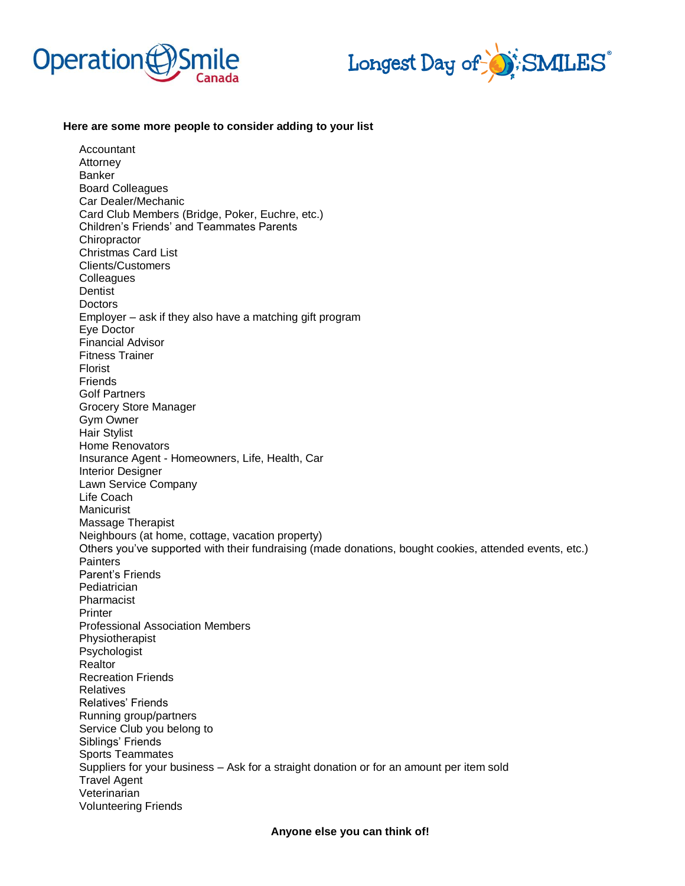**Here are some more people to consider adding to your list**

- Accountant
- Attorney
- Banker
- Board Colleagues
- Car Dealer/Mechanic
- Card Club Members (Bridge, Poker, Euchre, etc.)
- Children's Friends' and Teammates Parents
- Chiropractor
- Christmas Card List
- Clients/Customers
- Colleagues
- Dentist
- Doctors
- Employer – ask if they also have a matching gift program
- Eye Doctor
- Financial Advisor
- Fitness Trainer
- Florist
- Friends
- Golf Partners
- Grocery Store Manager
- Gym Owner
- Hair Stylist
- Home Renovators
- Insurance Agent - Homeowners, Life, Health, Car
- Interior Designer
- Lawn Service Company
- Life Coach
- Manicurist
- Massage Therapist
- Neighbours (at home, cottage, vacation property)
- Others you've supported with their fundraising (made donations, bought cookies, attended events, etc.)
- Painters
- Parent's Friends
- Pediatrician
- Pharmacist
- Printer
- Professional Association Members
- Physiotherapist
- Psychologist
- Realtor
- Recreation Friends
- Relatives
- Relatives' Friends
- Running group/partners
- Service Club you belong to
- Siblings' Friends
- Sports Teammates
- Suppliers for your business – Ask for a straight donation or for an amount per item sold
- Travel Agent
- Veterinarian
- Volunteering Friends

**Anyone else you can think of!**